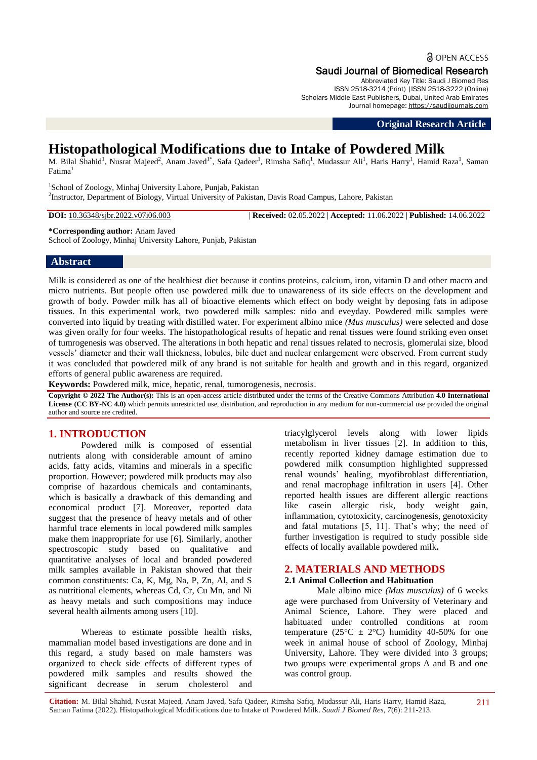OPEN ACCESS

Saudi Journal of Biomedical Research

Abbreviated Key Title: Saudi J Biomed Res
ISSN 2518-3214 (Print) |ISSN 2518-3222 (Online)
Scholars Middle East Publishers, Dubai, United Arab Emirates
Journal homepage: https://saudijournals.com

**Original Research Article**

# Histopathological Modifications due to Intake of Powdered Milk

M. Bilal Shahid[1], Nusrat Majeed[2], Anam Javed[1*], Safa Qadeer[1], Rimsha Safiq[1], Mudassur Ali[1], Haris Harry[1], Hamid Raza[1], Saman Fatima[1]

[1]School of Zoology, Minhaj University Lahore, Punjab, Pakistan
[2]Instructor, Department of Biology, Virtual University of Pakistan, Davis Road Campus, Lahore, Pakistan

**DOI:** 10.36348/sjbr.2022.v07i06.003 | **Received:** 02.05.2022 | **Accepted:** 11.06.2022 | **Published:** 14.06.2022

**\*Corresponding author:** Anam Javed
School of Zoology, Minhaj University Lahore, Punjab, Pakistan

## Abstract

Milk is considered as one of the healthiest diet because it contins proteins, calcium, iron, vitamin D and other macro and micro nutrients. But people often use powdered milk due to unawareness of its side effects on the development and growth of body. Powder milk has all of bioactive elements which effect on body weight by deposing fats in adipose tissues. In this experimental work, two powdered milk samples: nido and eveyday. Powdered milk samples were converted into liquid by treating with distilled water. For experiment albino mice *(Mus musculus)* were selected and dose was given orally for four weeks. The histopathological results of hepatic and renal tissues were found striking even onset of tumrogenesis was observed. The alterations in both hepatic and renal tissues related to necrosis, glomerulai size, blood vessels' diameter and their wall thickness, lobules, bile duct and nuclear enlargement were observed. From current study it was concluded that powdered milk of any brand is not suitable for health and growth and in this regard, organized efforts of general public awareness are required.

**Keywords:** Powdered milk, mice, hepatic, renal, tumorogenesis, necrosis.

**Copyright © 2022 The Author(s):** This is an open-access article distributed under the terms of the Creative Commons Attribution **4.0 International License (CC BY-NC 4.0)** which permits unrestricted use, distribution, and reproduction in any medium for non-commercial use provided the original author and source are credited.

## 1. INTRODUCTION

Powdered milk is composed of essential nutrients along with considerable amount of amino acids, fatty acids, vitamins and minerals in a specific proportion. However; powdered milk products may also comprise of hazardous chemicals and contaminants, which is basically a drawback of this demanding and economical product [7]. Moreover, reported data suggest that the presence of heavy metals and of other harmful trace elements in local powdered milk samples make them inappropriate for use [6]. Similarly, another spectroscopic study based on qualitative and quantitative analyses of local and branded powdered milk samples available in Pakistan showed that their common constituents: Ca, K, Mg, Na, P, Zn, Al, and S as nutritional elements, whereas Cd, Cr, Cu Mn, and Ni as heavy metals and such compositions may induce several health ailments among users [10].

Whereas to estimate possible health risks, mammalian model based investigations are done and in this regard, a study based on male hamsters was organized to check side effects of different types of powdered milk samples and results showed the significant decrease in serum cholesterol and triacylglycerol levels along with lower lipids metabolism in liver tissues [2]. In addition to this, recently reported kidney damage estimation due to powdered milk consumption highlighted suppressed renal wounds' healing, myofibroblast differentiation, and renal macrophage infiltration in users [4]. Other reported health issues are different allergic reactions like casein allergic risk, body weight gain, inflammation, cytotoxicity, carcinogenesis, genotoxicity and fatal mutations [5, 11]. That's why; the need of further investigation is required to study possible side effects of locally available powdered milk**.**

## 2. MATERIALS AND METHODS

### 2.1 Animal Collection and Habituation

Male albino mice *(Mus musculus)* of 6 weeks age were purchased from University of Veterinary and Animal Science, Lahore. They were placed and habituated under controlled conditions at room temperature (25°C ± 2°C) humidity 40-50% for one week in animal house of school of Zoology, Minhaj University, Lahore. They were divided into 3 groups; two groups were experimental grops A and B and one was control group.

**Citation:** M. Bilal Shahid, Nusrat Majeed, Anam Javed, Safa Qadeer, Rimsha Safiq, Mudassur Ali, Haris Harry, Hamid Raza, Saman Fatima (2022). Histopathological Modifications due to Intake of Powdered Milk. *Saudi J Biomed Res, 7*(6): 211-213.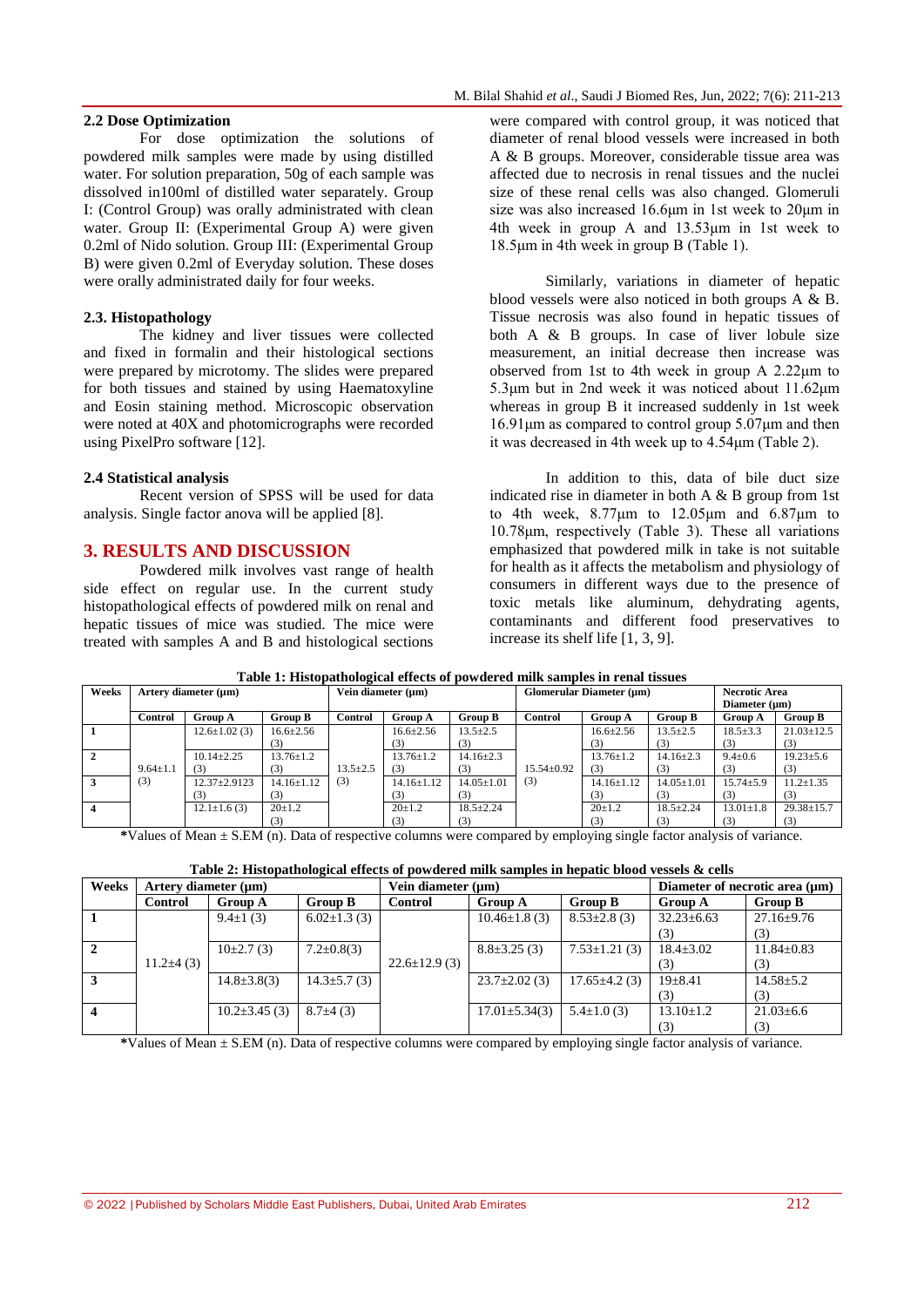### 2.2 Dose Optimization

For dose optimization the solutions of powdered milk samples were made by using distilled water. For solution preparation, 50g of each sample was dissolved in100ml of distilled water separately. Group I: (Control Group) was orally administrated with clean water. Group II: (Experimental Group A) were given 0.2ml of Nido solution. Group III: (Experimental Group B) were given 0.2ml of Everyday solution. These doses were orally administrated daily for four weeks.

### 2.3. Histopathology

The kidney and liver tissues were collected and fixed in formalin and their histological sections were prepared by microtomy. The slides were prepared for both tissues and stained by using Haematoxyline and Eosin staining method. Microscopic observation were noted at 40X and photomicrographs were recorded using PixelPro software [12].

### 2.4 Statistical analysis

Recent version of SPSS will be used for data analysis. Single factor anova will be applied [8].

## 3. RESULTS AND DISCUSSION

Powdered milk involves vast range of health side effect on regular use. In the current study histopathological effects of powdered milk on renal and hepatic tissues of mice was studied. The mice were treated with samples A and B and histological sections were compared with control group, it was noticed that diameter of renal blood vessels were increased in both A & B groups. Moreover, considerable tissue area was affected due to necrosis in renal tissues and the nuclei size of these renal cells was also changed. Glomeruli size was also increased 16.6µm in 1st week to 20µm in 4th week in group A and 13.53µm in 1st week to 18.5µm in 4th week in group B (Table 1).

Similarly, variations in diameter of hepatic blood vessels were also noticed in both groups A & B. Tissue necrosis was also found in hepatic tissues of both A & B groups. In case of liver lobule size measurement, an initial decrease then increase was observed from 1st to 4th week in group A 2.22µm to 5.3µm but in 2nd week it was noticed about 11.62µm whereas in group B it increased suddenly in 1st week 16.91µm as compared to control group 5.07µm and then it was decreased in 4th week up to 4.54µm (Table 2).

In addition to this, data of bile duct size indicated rise in diameter in both A & B group from 1st to 4th week, 8.77µm to 12.05µm and 6.87µm to 10.78µm, respectively (Table 3). These all variations emphasized that powdered milk in take is not suitable for health as it affects the metabolism and physiology of consumers in different ways due to the presence of toxic metals like aluminum, dehydrating agents, contaminants and different food preservatives to increase its shelf life [1, 3, 9].

**Table 1: Histopathological effects of powdered milk samples in renal tissues**

| Weeks | Artery diameter (µm) | | | Vein diameter (µm) | | | Glomerular Diameter (µm) | | | Necrotic Area Diameter (µm) | |
|---|---|---|---|---|---|---|---|---|---|---|---|
| | Control | Group A | Group B | Control | Group A | Group B | Control | Group A | Group B | Group A | Group B |
| 1 | 9.64±1.1 (3) | 12.6±1.02 (3) | 16.6±2.56 (3) | 13.5±2.5 (3) | 16.6±2.56 (3) | 13.5±2.5 (3) | 15.54±0.92 (3) | 16.6±2.56 (3) | 13.5±2.5 (3) | 18.5±3.3 (3) | 21.03±12.5 (3) |
| 2 | | 10.14±2.25 (3) | 13.76±1.2 (3) | | 13.76±1.2 (3) | 14.16±2.3 (3) | | 13.76±1.2 (3) | 14.16±2.3 (3) | 9.4±0.6 (3) | 19.23±5.6 (3) |
| 3 | | 12.37±2.9123 (3) | 14.16±1.12 (3) | | 14.16±1.12 (3) | 14.05±1.01 (3) | | 14.16±1.12 (3) | 14.05±1.01 (3) | 15.74±5.9 (3) | 11.2±1.35 (3) |
| 4 | | 12.1±1.6 (3) | 20±1.2 (3) | | 20±1.2 (3) | 18.5±2.24 (3) | | 20±1.2 (3) | 18.5±2.24 (3) | 13.01±1.8 (3) | 29.38±15.7 (3) |

*Values of Mean ± S.EM (n). Data of respective columns were compared by employing single factor analysis of variance.

**Table 2: Histopathological effects of powdered milk samples in hepatic blood vessels & cells**

| Weeks | Artery diameter (µm) | | | Vein diameter (µm) | | | Diameter of necrotic area (µm) | |
|---|---|---|---|---|---|---|---|---|
| | Control | Group A | Group B | Control | Group A | Group B | Group A | Group B |
| 1 | 11.2±4 (3) | 9.4±1 (3) | 6.02±1.3 (3) | 22.6±12.9 (3) | 10.46±1.8 (3) | 8.53±2.8 (3) | 32.23±6.63 (3) | 27.16±9.76 (3) |
| 2 | | 10±2.7 (3) | 7.2±0.8(3) | | 8.8±3.25 (3) | 7.53±1.21 (3) | 18.4±3.02 (3) | 11.84±0.83 (3) |
| 3 | | 14.8±3.8(3) | 14.3±5.7 (3) | | 23.7±2.02 (3) | 17.65±4.2 (3) | 19±8.41 (3) | 14.58±5.2 (3) |
| 4 | | 10.2±3.45 (3) | 8.7±4 (3) | | 17.01±5.34(3) | 5.4±1.0 (3) | 13.10±1.2 (3) | 21.03±6.6 (3) |

*Values of Mean ± S.EM (n). Data of respective columns were compared by employing single factor analysis of variance.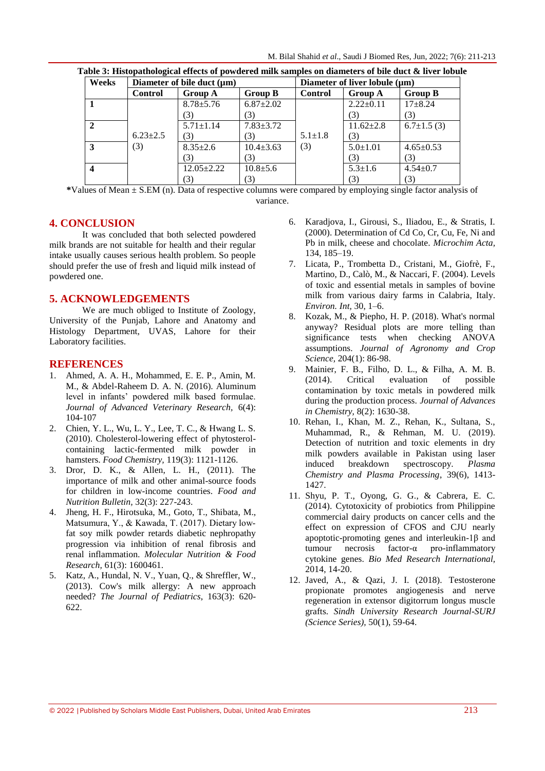Table 3: Histopathological effects of powdered milk samples on diameters of bile duct & liver lobule

| Weeks | Diameter of bile duct (μm) | | | Diameter of liver lobule (μm) | | |
|---|---|---|---|---|---|---|
| | Control | Group A | Group B | Control | Group A | Group B |
| 1 | 6.23±2.5 (3) | 8.78±5.76 (3) | 6.87±2.02 (3) | 5.1±1.8 (3) | 2.22±0.11 (3) | 17±8.24 (3) |
| 2 | | 5.71±1.14 (3) | 7.83±3.72 (3) | | 11.62±2.8 (3) | 6.7±1.5 (3) |
| 3 | | 8.35±2.6 (3) | 10.4±3.63 (3) | | 5.0±1.01 (3) | 4.65±0.53 (3) |
| 4 | | 12.05±2.22 (3) | 10.8±5.6 (3) | | 5.3±1.6 (3) | 4.54±0.7 (3) |

*Values of Mean ± S.EM (n). Data of respective columns were compared by employing single factor analysis of variance.

## 4. CONCLUSION

It was concluded that both selected powdered milk brands are not suitable for health and their regular intake usually causes serious health problem. So people should prefer the use of fresh and liquid milk instead of powdered one.

## 5. ACKNOWLEDGEMENTS

We are much obliged to Institute of Zoology, University of the Punjab, Lahore and Anatomy and Histology Department, UVAS, Lahore for their Laboratory facilities.

## REFERENCES

1. Ahmed, A. A. H., Mohammed, E. E. P., Amin, M. M., & Abdel-Raheem D. A. N. (2016). Aluminum level in infants' powdered milk based formulae. *Journal of Advanced Veterinary Research*, 6(4): 104-107
2. Chien, Y. L., Wu, L. Y., Lee, T. C., & Hwang L. S. (2010). Cholesterol-lowering effect of phytosterol-containing lactic-fermented milk powder in hamsters. *Food Chemistry*, 119(3): 1121-1126.
3. Dror, D. K., & Allen, L. H., (2011). The importance of milk and other animal-source foods for children in low-income countries. *Food and Nutrition Bulletin*, 32(3): 227-243.
4. Jheng, H. F., Hirotsuka, M., Goto, T., Shibata, M., Matsumura, Y., & Kawada, T. (2017). Dietary low-fat soy milk powder retards diabetic nephropathy progression via inhibition of renal fibrosis and renal inflammation. *Molecular Nutrition & Food Research*, 61(3): 1600461.
5. Katz, A., Hundal, N. V., Yuan, Q., & Shreffler, W., (2013). Cow's milk allergy: A new approach needed? *The Journal of Pediatrics*, 163(3): 620-622.
6. Karadjova, I., Girousi, S., Iliadou, E., & Stratis, I. (2000). Determination of Cd Co, Cr, Cu, Fe, Ni and Pb in milk, cheese and chocolate. *Microchim Acta*, 134, 185–19.
7. Licata, P., Trombetta D., Cristani, M., Giofrè, F., Martino, D., Calò, M., & Naccari, F. (2004). Levels of toxic and essential metals in samples of bovine milk from various dairy farms in Calabria, Italy. *Environ. Int*, 30, 1–6.
8. Kozak, M., & Piepho, H. P. (2018). What's normal anyway? Residual plots are more telling than significance tests when checking ANOVA assumptions. *Journal of Agronomy and Crop Science*, 204(1): 86-98.
9. Mainier, F. B., Filho, D. L., & Filha, A. M. B. (2014). Critical evaluation of possible contamination by toxic metals in powdered milk during the production process. *Journal of Advances in Chemistry*, 8(2): 1630-38.
10. Rehan, I., Khan, M. Z., Rehan, K., Sultana, S., Muhammad, R., & Rehman, M. U. (2019). Detection of nutrition and toxic elements in dry milk powders available in Pakistan using laser induced breakdown spectroscopy. *Plasma Chemistry and Plasma Processing*, 39(6), 1413-1427.
11. Shyu, P. T., Oyong, G. G., & Cabrera, E. C. (2014). Cytotoxicity of probiotics from Philippine commercial dairy products on cancer cells and the effect on expression of CFOS and CJU nearly apoptotic-promoting genes and interleukin-1β and tumour necrosis factor-α pro-inflammatory cytokine genes. *Bio Med Research International*, 2014, 14-20.
12. Javed, A., & Qazi, J. I. (2018). Testosterone propionate promotes angiogenesis and nerve regeneration in extensor digitorrum longus muscle grafts. *Sindh University Research Journal-SURJ (Science Series)*, 50(1), 59-64.